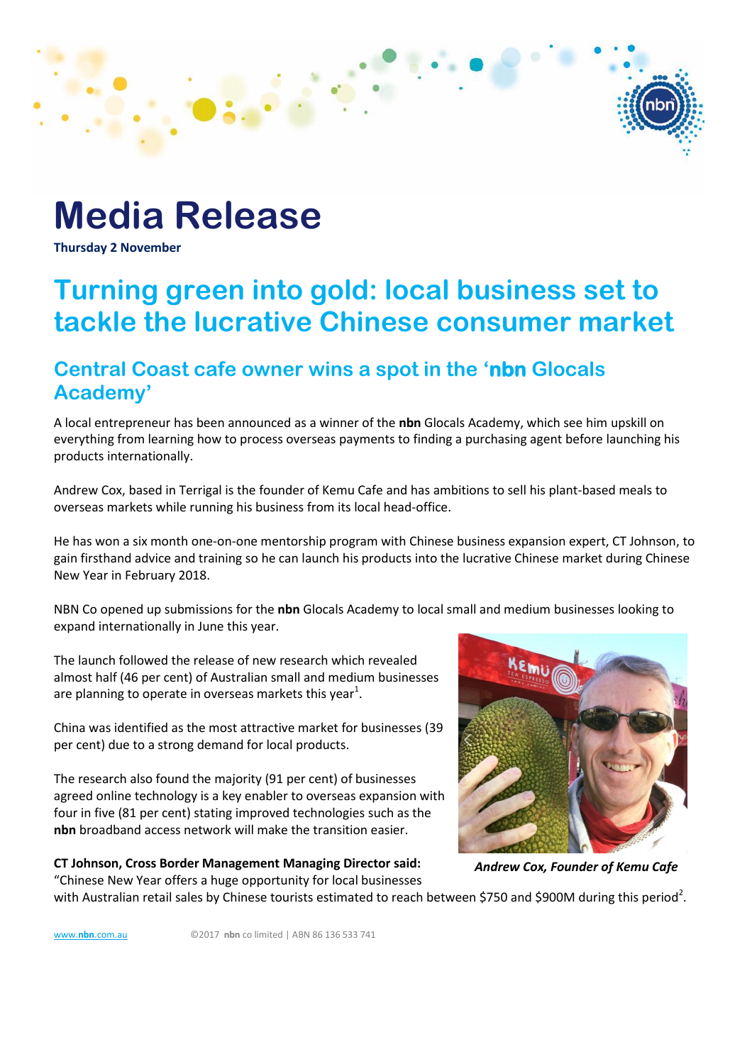# Media Release

**Thursday 2 November**

# Turning green into gold: local business set to tackle the lucrative Chinese consumer market

## Central Coast cafe owner wins a spot in the 'nbn Glocals Academy'

A local entrepreneur has been announced as a winner of the **nbn** Glocals Academy, which see him upskill on everything from learning how to process overseas payments to finding a purchasing agent before launching his products internationally.

Andrew Cox, based in Terrigal is the founder of Kemu Cafe and has ambitions to sell his plant-based meals to overseas markets while running his business from its local head-office.

He has won a six month one-on-one mentorship program with Chinese business expansion expert, CT Johnson, to gain firsthand advice and training so he can launch his products into the lucrative Chinese market during Chinese New Year in February 2018.

NBN Co opened up submissions for the **nbn** Glocals Academy to local small and medium businesses looking to expand internationally in June this year.

The launch followed the release of new research which revealed almost half (46 per cent) of Australian small and medium businesses are planning to operate in overseas markets this year[1].

China was identified as the most attractive market for businesses (39 per cent) due to a strong demand for local products.

The research also found the majority (91 per cent) of businesses agreed online technology is a key enabler to overseas expansion with four in five (81 per cent) stating improved technologies such as the **nbn** broadband access network will make the transition easier.

***Andrew Cox, Founder of Kemu Cafe***

**CT Johnson, Cross Border Management Managing Director said:** "Chinese New Year offers a huge opportunity for local businesses with Australian retail sales by Chinese tourists estimated to reach between $750 and $900M during this period[2].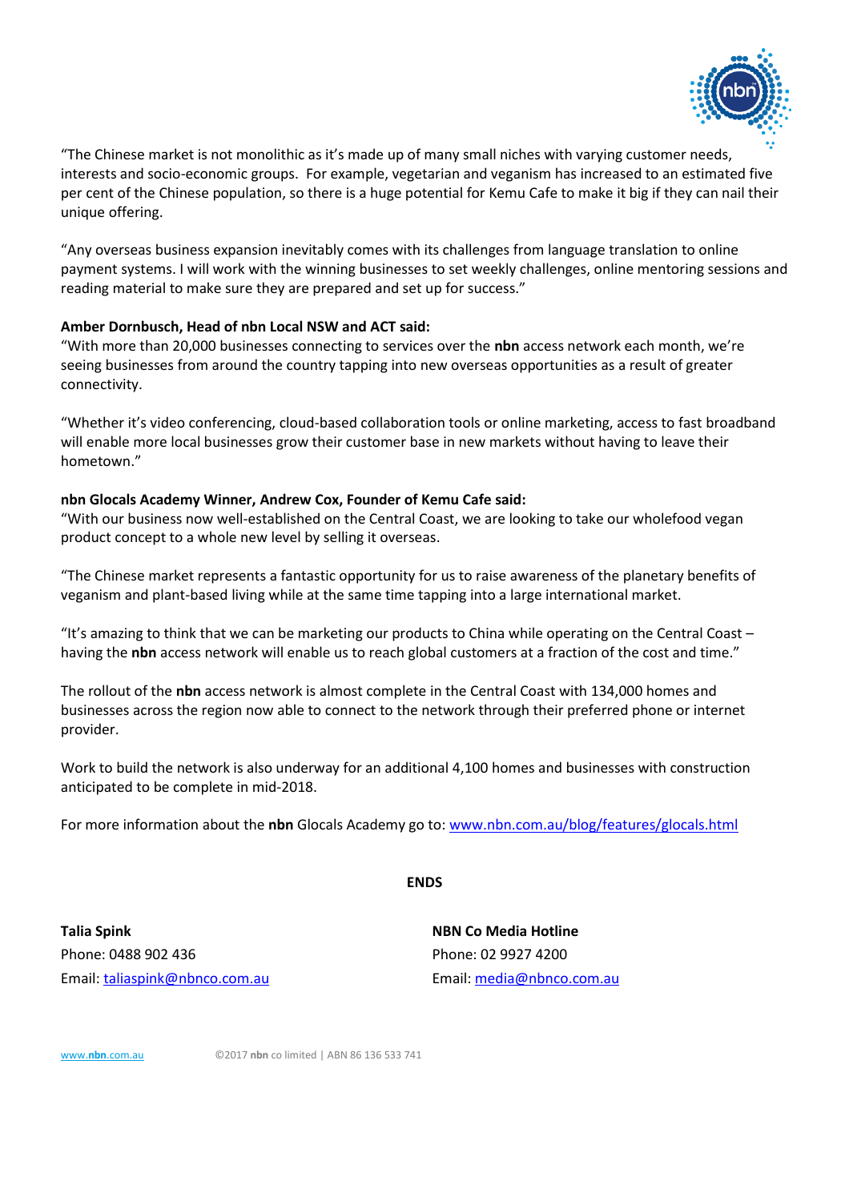"The Chinese market is not monolithic as it's made up of many small niches with varying customer needs, interests and socio-economic groups.  For example, vegetarian and veganism has increased to an estimated five per cent of the Chinese population, so there is a huge potential for Kemu Cafe to make it big if they can nail their unique offering.

"Any overseas business expansion inevitably comes with its challenges from language translation to online payment systems. I will work with the winning businesses to set weekly challenges, online mentoring sessions and reading material to make sure they are prepared and set up for success."

**Amber Dornbusch, Head of nbn Local NSW and ACT said:**
"With more than 20,000 businesses connecting to services over the **nbn** access network each month, we're seeing businesses from around the country tapping into new overseas opportunities as a result of greater connectivity.

"Whether it's video conferencing, cloud-based collaboration tools or online marketing, access to fast broadband will enable more local businesses grow their customer base in new markets without having to leave their hometown."

**nbn Glocals Academy Winner, Andrew Cox, Founder of Kemu Cafe said:**
"With our business now well-established on the Central Coast, we are looking to take our wholefood vegan product concept to a whole new level by selling it overseas.

"The Chinese market represents a fantastic opportunity for us to raise awareness of the planetary benefits of veganism and plant-based living while at the same time tapping into a large international market.

"It's amazing to think that we can be marketing our products to China while operating on the Central Coast – having the **nbn** access network will enable us to reach global customers at a fraction of the cost and time."

The rollout of the **nbn** access network is almost complete in the Central Coast with 134,000 homes and businesses across the region now able to connect to the network through their preferred phone or internet provider.

Work to build the network is also underway for an additional 4,100 homes and businesses with construction anticipated to be complete in mid-2018.

For more information about the **nbn** Glocals Academy go to: www.nbn.com.au/blog/features/glocals.html

**ENDS**

**Talia Spink**
Phone: 0488 902 436
Email: taliaspink@nbnco.com.au

**NBN Co Media Hotline**
Phone: 02 9927 4200
Email: media@nbnco.com.au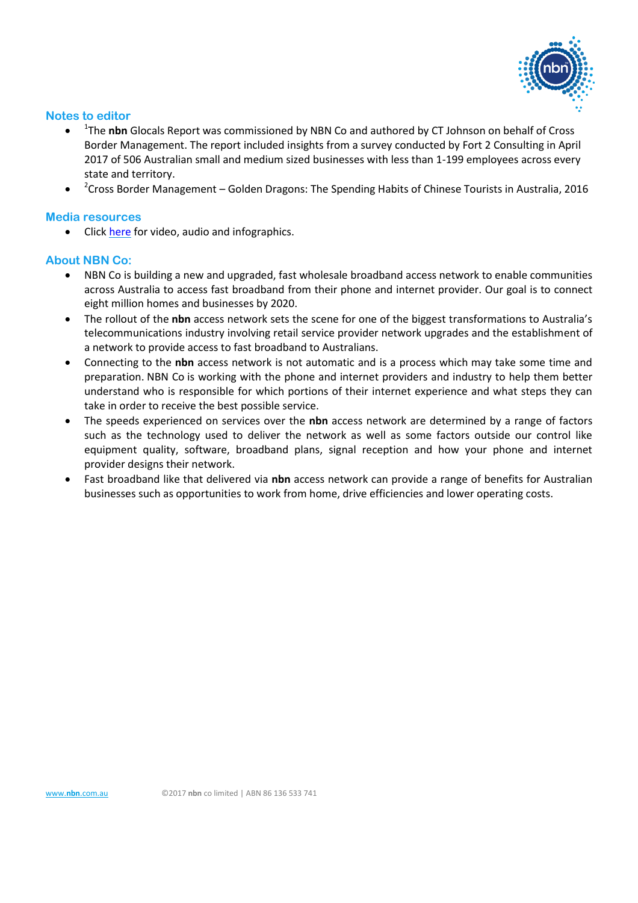## Notes to editor

- [1]The **nbn** Glocals Report was commissioned by NBN Co and authored by CT Johnson on behalf of Cross Border Management. The report included insights from a survey conducted by Fort 2 Consulting in April 2017 of 506 Australian small and medium sized businesses with less than 1-199 employees across every state and territory.
- [2]Cross Border Management – Golden Dragons: The Spending Habits of Chinese Tourists in Australia, 2016

## Media resources

- Click here for video, audio and infographics.

## About NBN Co:

- NBN Co is building a new and upgraded, fast wholesale broadband access network to enable communities across Australia to access fast broadband from their phone and internet provider. Our goal is to connect eight million homes and businesses by 2020.
- The rollout of the **nbn** access network sets the scene for one of the biggest transformations to Australia's telecommunications industry involving retail service provider network upgrades and the establishment of a network to provide access to fast broadband to Australians.
- Connecting to the **nbn** access network is not automatic and is a process which may take some time and preparation. NBN Co is working with the phone and internet providers and industry to help them better understand who is responsible for which portions of their internet experience and what steps they can take in order to receive the best possible service.
- The speeds experienced on services over the **nbn** access network are determined by a range of factors such as the technology used to deliver the network as well as some factors outside our control like equipment quality, software, broadband plans, signal reception and how your phone and internet provider designs their network.
- Fast broadband like that delivered via **nbn** access network can provide a range of benefits for Australian businesses such as opportunities to work from home, drive efficiencies and lower operating costs.